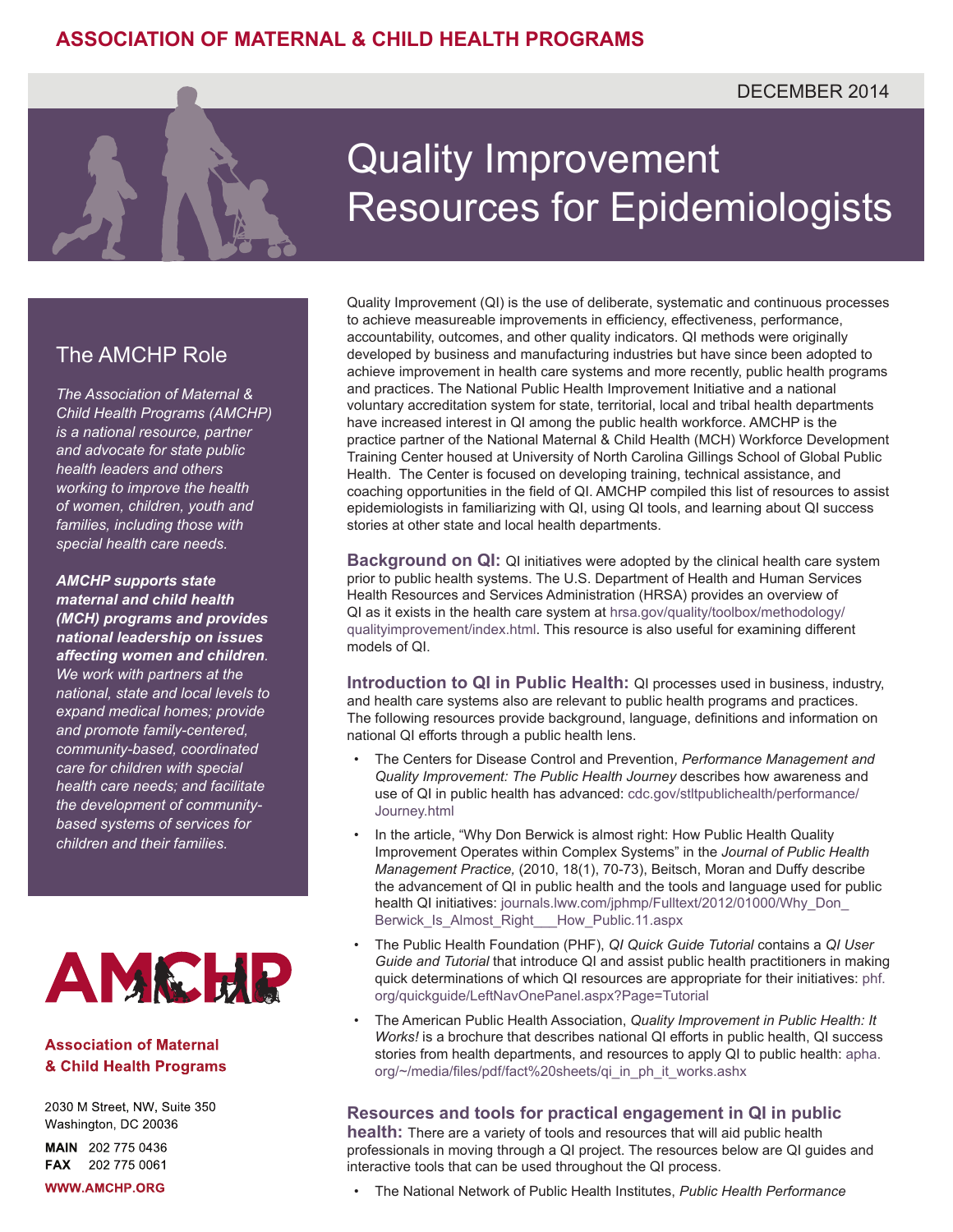ASSOCIATION OF MATERNAL & CHILD HEALTH PROGRAMS

DECEMBER 2014

# Quality Improvement Resources for Epidemiologists

## The AMCHP Role

*The Association of Maternal & Child Health Programs (AMCHP) is a national resource, partner and advocate for state public health leaders and others working to improve the health of women, children, youth and families, including those with special health care needs.*

***AMCHP supports state maternal and child health (MCH) programs and provides national leadership on issues affecting women and children****. We work with partners at the national, state and local levels to expand medical homes; provide and promote family-centered, community-based, coordinated care for children with special health care needs; and facilitate the development of community-based systems of services for children and their families.*

**Association of Maternal & Child Health Programs**

2030 M Street, NW, Suite 350
Washington, DC 20036

**MAIN** 202 775 0436
**FAX** 202 775 0061

**WWW.AMCHP.ORG**

Quality Improvement (QI) is the use of deliberate, systematic and continuous processes to achieve measureable improvements in efficiency, effectiveness, performance, accountability, outcomes, and other quality indicators. QI methods were originally developed by business and manufacturing industries but have since been adopted to achieve improvement in health care systems and more recently, public health programs and practices. The National Public Health Improvement Initiative and a national voluntary accreditation system for state, territorial, local and tribal health departments have increased interest in QI among the public health workforce. AMCHP is the practice partner of the National Maternal & Child Health (MCH) Workforce Development Training Center housed at University of North Carolina Gillings School of Global Public Health. The Center is focused on developing training, technical assistance, and coaching opportunities in the field of QI. AMCHP compiled this list of resources to assist epidemiologists in familiarizing with QI, using QI tools, and learning about QI success stories at other state and local health departments.

**Background on QI:** QI initiatives were adopted by the clinical health care system prior to public health systems. The U.S. Department of Health and Human Services Health Resources and Services Administration (HRSA) provides an overview of QI as it exists in the health care system at hrsa.gov/quality/toolbox/methodology/qualityimprovement/index.html. This resource is also useful for examining different models of QI.

**Introduction to QI in Public Health:** QI processes used in business, industry, and health care systems also are relevant to public health programs and practices. The following resources provide background, language, definitions and information on national QI efforts through a public health lens.

- The Centers for Disease Control and Prevention, *Performance Management and Quality Improvement: The Public Health Journey* describes how awareness and use of QI in public health has advanced: cdc.gov/stltpublichealth/performance/Journey.html
- In the article, "Why Don Berwick is almost right: How Public Health Quality Improvement Operates within Complex Systems" in the *Journal of Public Health Management Practice,* (2010, 18(1), 70-73), Beitsch, Moran and Duffy describe the advancement of QI in public health and the tools and language used for public health QI initiatives: journals.lww.com/jphmp/Fulltext/2012/01000/Why_Don_Berwick_Is_Almost_Right___How_Public.11.aspx
- The Public Health Foundation (PHF), *QI Quick Guide Tutorial* contains a *QI User Guide and Tutorial* that introduce QI and assist public health practitioners in making quick determinations of which QI resources are appropriate for their initiatives: phf.org/quickguide/LeftNavOnePanel.aspx?Page=Tutorial
- The American Public Health Association, *Quality Improvement in Public Health: It Works!* is a brochure that describes national QI efforts in public health, QI success stories from health departments, and resources to apply QI to public health: apha.org/~/media/files/pdf/fact%20sheets/qi_in_ph_it_works.ashx

**Resources and tools for practical engagement in QI in public health:** There are a variety of tools and resources that will aid public health professionals in moving through a QI project. The resources below are QI guides and interactive tools that can be used throughout the QI process.

- The National Network of Public Health Institutes, *Public Health Performance*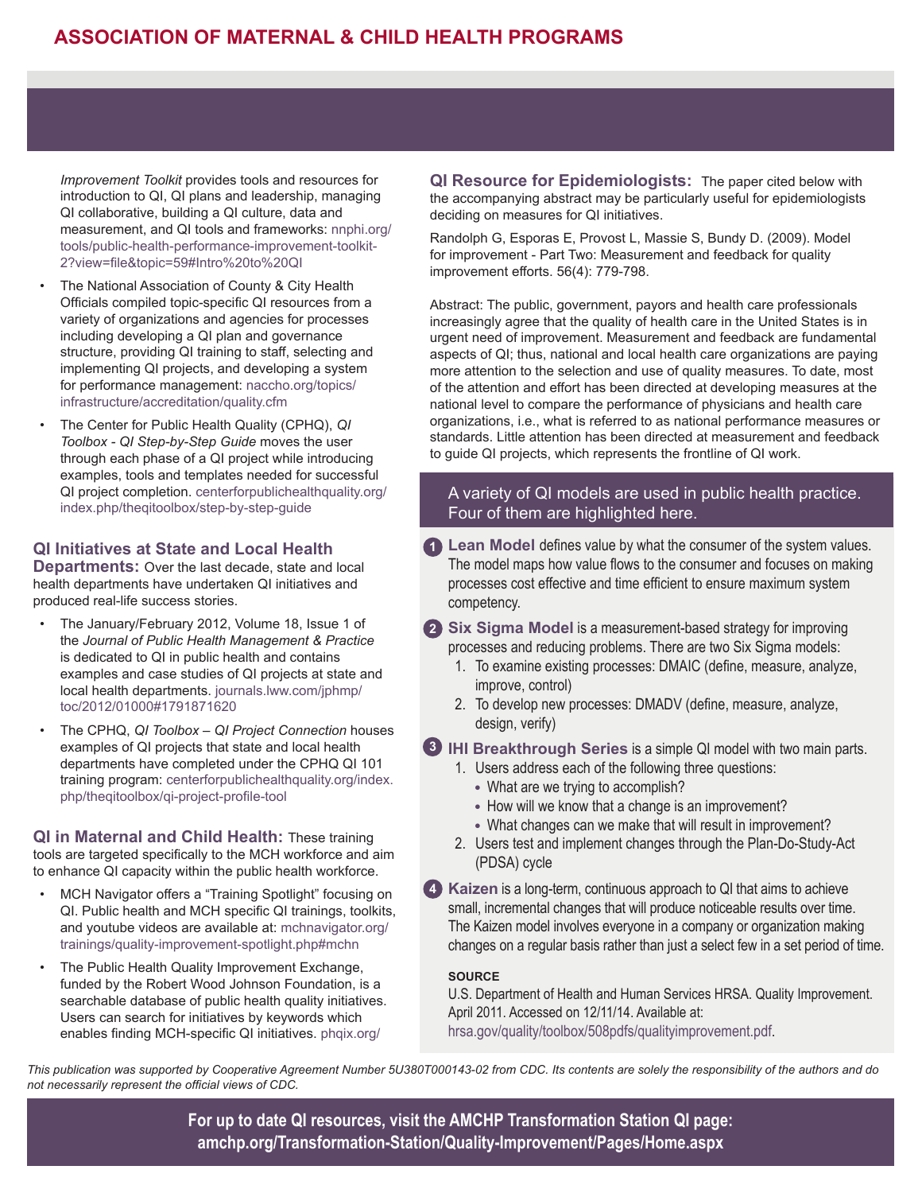*Improvement Toolkit* provides tools and resources for introduction to QI, QI plans and leadership, managing QI collaborative, building a QI culture, data and measurement, and QI tools and frameworks: nnphi.org/tools/public-health-performance-improvement-toolkit-2?view=file&topic=59#Intro%20to%20QI

- The National Association of County & City Health Officials compiled topic-specific QI resources from a variety of organizations and agencies for processes including developing a QI plan and governance structure, providing QI training to staff, selecting and implementing QI projects, and developing a system for performance management: naccho.org/topics/infrastructure/accreditation/quality.cfm
- The Center for Public Health Quality (CPHQ), *QI Toolbox - QI Step-by-Step Guide* moves the user through each phase of a QI project while introducing examples, tools and templates needed for successful QI project completion. centerforpublichealthquality.org/index.php/theqitoolbox/step-by-step-guide

**QI Initiatives at State and Local Health Departments:** Over the last decade, state and local health departments have undertaken QI initiatives and produced real-life success stories.

- The January/February 2012, Volume 18, Issue 1 of the *Journal of Public Health Management & Practice* is dedicated to QI in public health and contains examples and case studies of QI projects at state and local health departments. journals.lww.com/jphmp/toc/2012/01000#1791871620
- The CPHQ, *QI Toolbox – QI Project Connection* houses examples of QI projects that state and local health departments have completed under the CPHQ QI 101 training program: centerforpublichealthquality.org/index.php/theqitoolbox/qi-project-profile-tool

**QI in Maternal and Child Health:** These training tools are targeted specifically to the MCH workforce and aim to enhance QI capacity within the public health workforce.

- MCH Navigator offers a "Training Spotlight" focusing on QI. Public health and MCH specific QI trainings, toolkits, and youtube videos are available at: mchnavigator.org/trainings/quality-improvement-spotlight.php#mchn
- The Public Health Quality Improvement Exchange, funded by the Robert Wood Johnson Foundation, is a searchable database of public health quality initiatives. Users can search for initiatives by keywords which enables finding MCH-specific QI initiatives. phqix.org/

**QI Resource for Epidemiologists:** The paper cited below with the accompanying abstract may be particularly useful for epidemiologists deciding on measures for QI initiatives.

Randolph G, Esporas E, Provost L, Massie S, Bundy D. (2009). Model for improvement - Part Two: Measurement and feedback for quality improvement efforts. 56(4): 779-798.

Abstract: The public, government, payors and health care professionals increasingly agree that the quality of health care in the United States is in urgent need of improvement. Measurement and feedback are fundamental aspects of QI; thus, national and local health care organizations are paying more attention to the selection and use of quality measures. To date, most of the attention and effort has been directed at developing measures at the national level to compare the performance of physicians and health care organizations, i.e., what is referred to as national performance measures or standards. Little attention has been directed at measurement and feedback to guide QI projects, which represents the frontline of QI work.

A variety of QI models are used in public health practice. Four of them are highlighted here.

1. **Lean Model** defines value by what the consumer of the system values. The model maps how value flows to the consumer and focuses on making processes cost effective and time efficient to ensure maximum system competency.
2. **Six Sigma Model** is a measurement-based strategy for improving processes and reducing problems. There are two Six Sigma models:
   1. To examine existing processes: DMAIC (define, measure, analyze, improve, control)
   2. To develop new processes: DMADV (define, measure, analyze, design, verify)
3. **IHI Breakthrough Series** is a simple QI model with two main parts.
   1. Users address each of the following three questions:
      - What are we trying to accomplish?
      - How will we know that a change is an improvement?
      - What changes can we make that will result in improvement?
   2. Users test and implement changes through the Plan-Do-Study-Act (PDSA) cycle
4. **Kaizen** is a long-term, continuous approach to QI that aims to achieve small, incremental changes that will produce noticeable results over time. The Kaizen model involves everyone in a company or organization making changes on a regular basis rather than just a select few in a set period of time.

**SOURCE**

U.S. Department of Health and Human Services HRSA. Quality Improvement. April 2011. Accessed on 12/11/14. Available at: hrsa.gov/quality/toolbox/508pdfs/qualityimprovement.pdf.

*This publication was supported by Cooperative Agreement Number 5U380T000143-02 from CDC. Its contents are solely the responsibility of the authors and do not necessarily represent the official views of CDC.*

**For up to date QI resources, visit the AMCHP Transformation Station QI page: amchp.org/Transformation-Station/Quality-Improvement/Pages/Home.aspx**